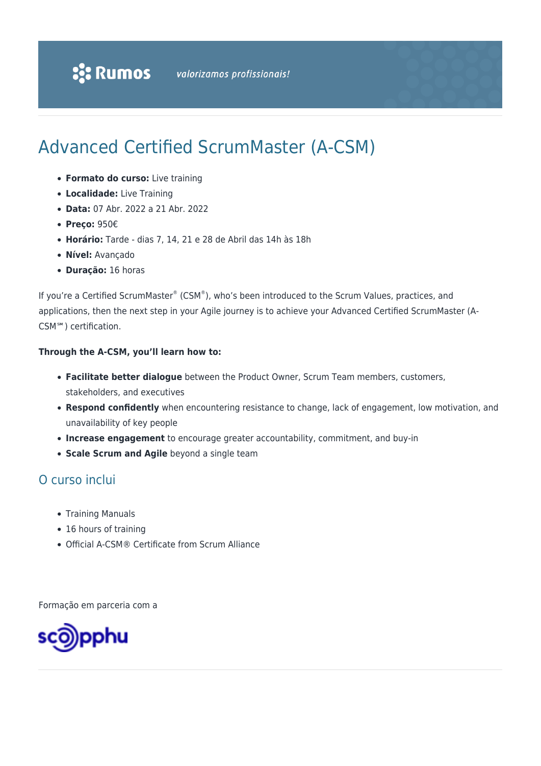Rumos *valorizamos profissionais!*

# Advanced Certified ScrumMaster (A-CSM)

- **Formato do curso:** Live training
- **Localidade:** Live Training
- **Data:** 07 Abr. 2022 a 21 Abr. 2022
- **Preço:** 950€
- **Horário:** Tarde - dias 7, 14, 21 e 28 de Abril das 14h às 18h
- **Nível:** Avançado
- **Duração:** 16 horas

If you're a Certified ScrumMaster® (CSM®), who's been introduced to the Scrum Values, practices, and applications, then the next step in your Agile journey is to achieve your Advanced Certified ScrumMaster (A-CSM℠) certification.

**Through the A-CSM, you'll learn how to:**

- **Facilitate better dialogue** between the Product Owner, Scrum Team members, customers, stakeholders, and executives
- **Respond confidently** when encountering resistance to change, lack of engagement, low motivation, and unavailability of key people
- **Increase engagement** to encourage greater accountability, commitment, and buy-in
- **Scale Scrum and Agile** beyond a single team

## O curso inclui

- Training Manuals
- 16 hours of training
- Official A-CSM® Certificate from Scrum Alliance

Formação em parceria com a

scopphu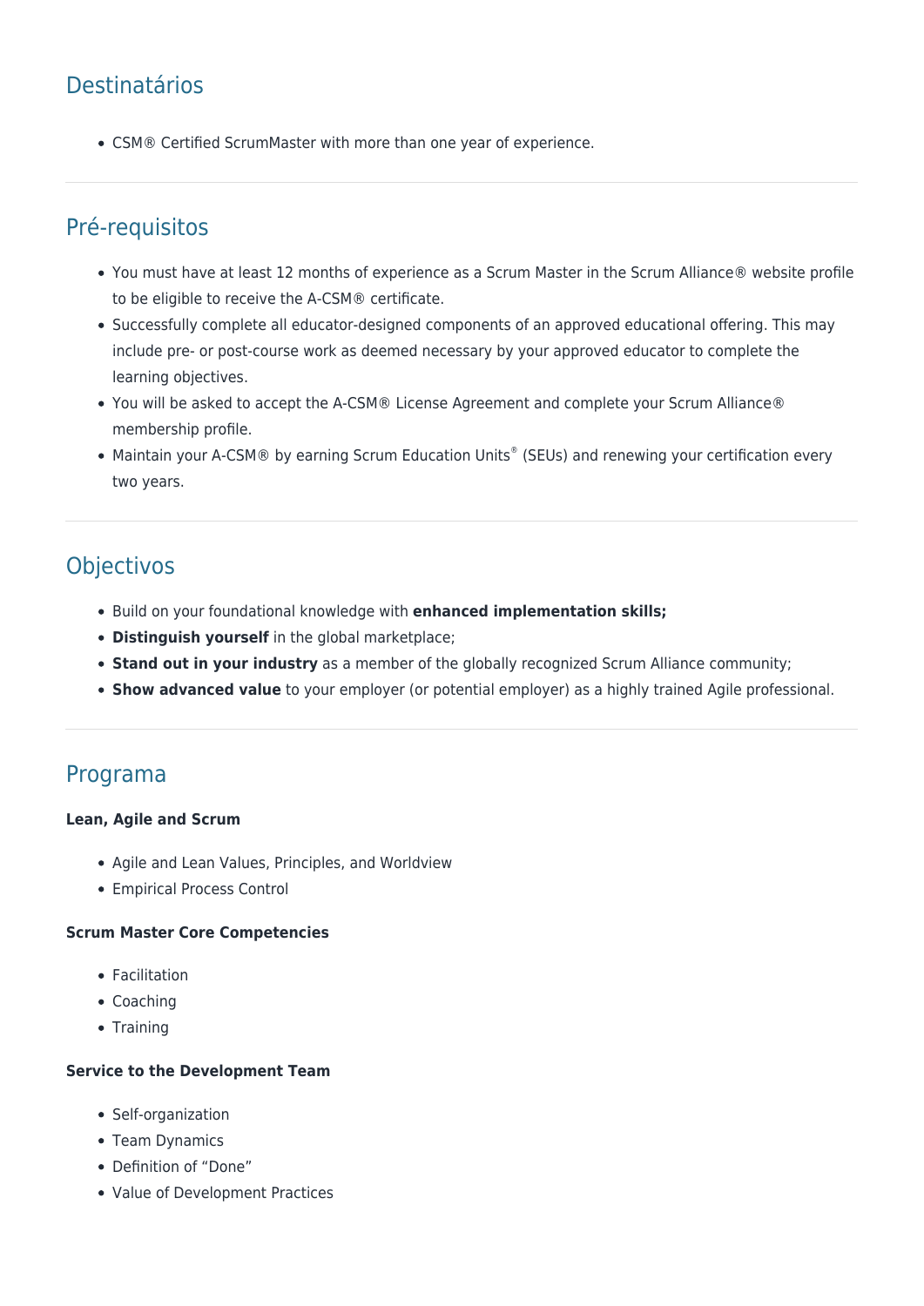## Destinatários

- CSM® Certified ScrumMaster with more than one year of experience.

## Pré-requisitos

- You must have at least 12 months of experience as a Scrum Master in the Scrum Alliance® website profile to be eligible to receive the A-CSM® certificate.
- Successfully complete all educator-designed components of an approved educational offering. This may include pre- or post-course work as deemed necessary by your approved educator to complete the learning objectives.
- You will be asked to accept the A-CSM® License Agreement and complete your Scrum Alliance® membership profile.
- Maintain your A-CSM® by earning Scrum Education Units® (SEUs) and renewing your certification every two years.

## Objectivos

- Build on your foundational knowledge with **enhanced implementation skills;**
- **Distinguish yourself** in the global marketplace;
- **Stand out in your industry** as a member of the globally recognized Scrum Alliance community;
- **Show advanced value** to your employer (or potential employer) as a highly trained Agile professional.

## Programa

**Lean, Agile and Scrum**

- Agile and Lean Values, Principles, and Worldview
- Empirical Process Control

**Scrum Master Core Competencies**

- Facilitation
- Coaching
- Training

**Service to the Development Team**

- Self-organization
- Team Dynamics
- Definition of "Done"
- Value of Development Practices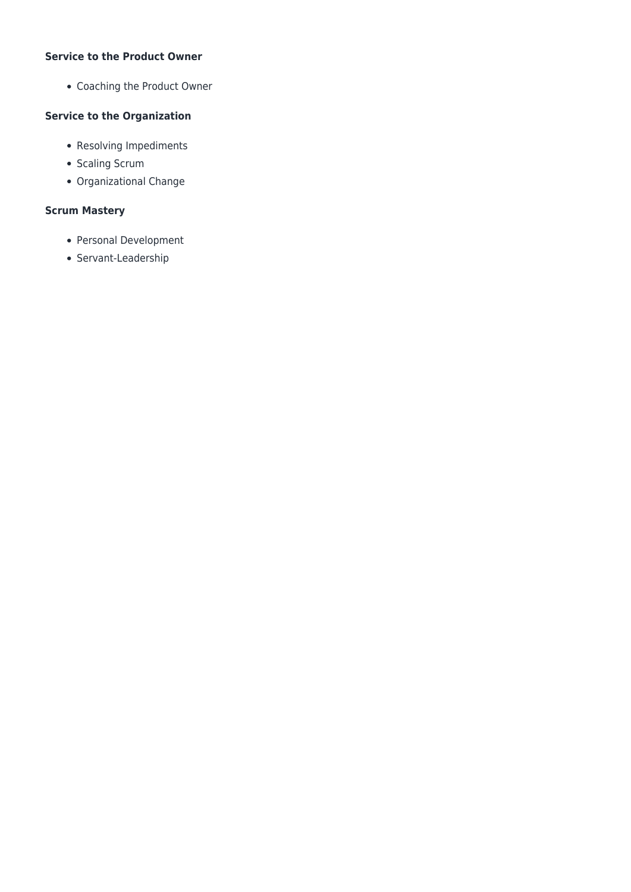**Service to the Product Owner**

- Coaching the Product Owner

**Service to the Organization**

- Resolving Impediments
- Scaling Scrum
- Organizational Change

**Scrum Mastery**

- Personal Development
- Servant-Leadership